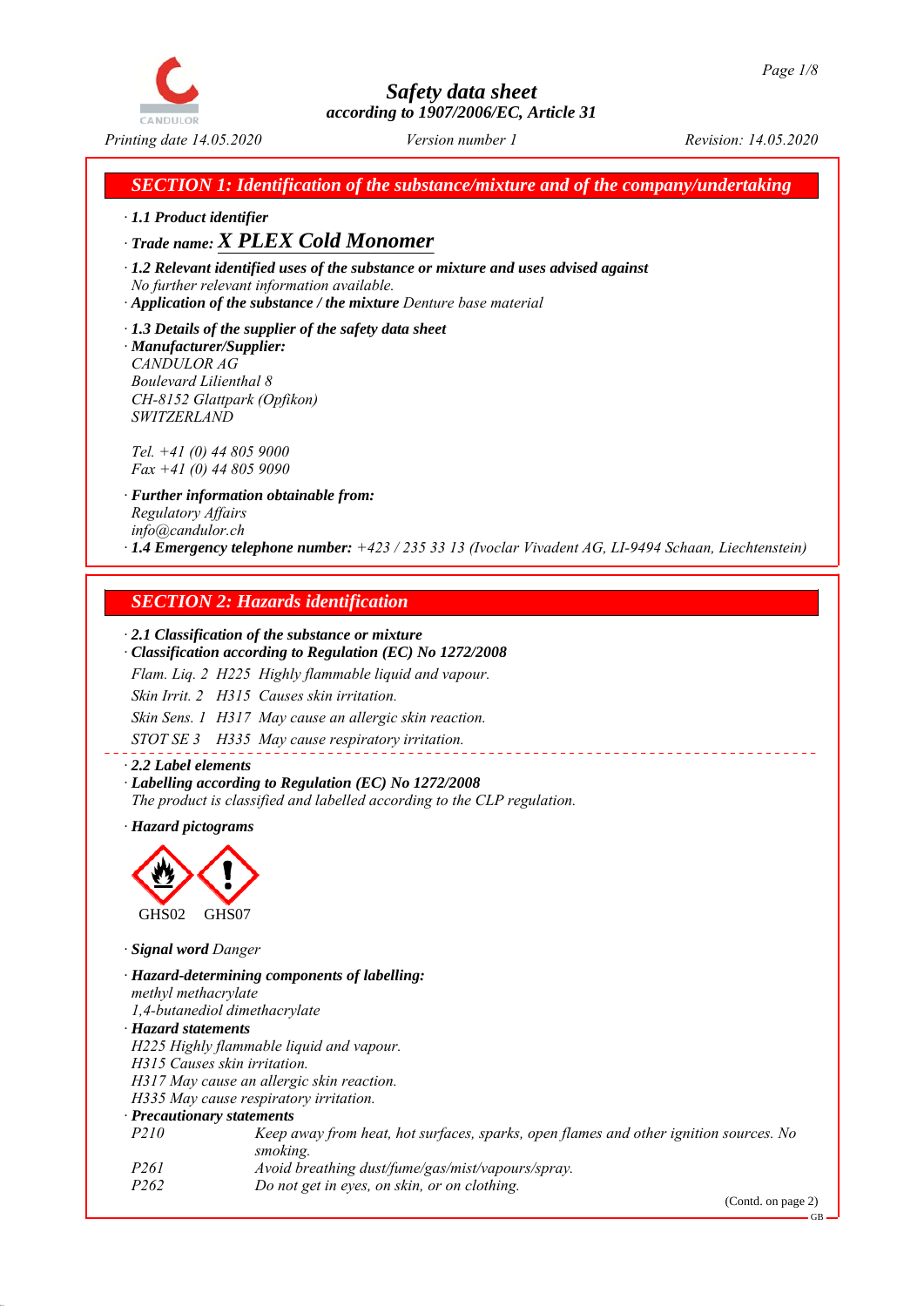# Safety data sheet
*according to 1907/2006/EC, Article 31*

*Printing date 14.05.2020* *Version number 1* *Revision: 14.05.2020*

## SECTION 1: Identification of the substance/mixture and of the company/undertaking

· **1.1 Product identifier**

· **Trade name:** ***X PLEX Cold Monomer***

· **1.2 Relevant identified uses of the substance or mixture and uses advised against**
No further relevant information available.

· **Application of the substance / the mixture** Denture base material

· **1.3 Details of the supplier of the safety data sheet**

· **Manufacturer/Supplier:**
CANDULOR AG
Boulevard Lilienthal 8
CH-8152 Glattpark (Opfikon)
SWITZERLAND

Tel. +41 (0) 44 805 9000
Fax +41 (0) 44 805 9090

· **Further information obtainable from:**
Regulatory Affairs
info@candulor.ch

· **1.4 Emergency telephone number:** +423 / 235 33 13 (Ivoclar Vivadent AG, LI-9494 Schaan, Liechtenstein)

## SECTION 2: Hazards identification

· **2.1 Classification of the substance or mixture**

· **Classification according to Regulation (EC) No 1272/2008**

Flam. Liq. 2 H225 Highly flammable liquid and vapour.

Skin Irrit. 2 H315 Causes skin irritation.

Skin Sens. 1 H317 May cause an allergic skin reaction.

STOT SE 3 H335 May cause respiratory irritation.

· **2.2 Label elements**

· **Labelling according to Regulation (EC) No 1272/2008**
The product is classified and labelled according to the CLP regulation.

· **Hazard pictograms**

GHS02 GHS07

· **Signal word** Danger

· **Hazard-determining components of labelling:**
methyl methacrylate
1,4-butanediol dimethacrylate

· **Hazard statements**
H225 Highly flammable liquid and vapour.
H315 Causes skin irritation.
H317 May cause an allergic skin reaction.
H335 May cause respiratory irritation.

· **Precautionary statements**

| | |
|---|---|
| P210 | Keep away from heat, hot surfaces, sparks, open flames and other ignition sources. No smoking. |
| P261 | Avoid breathing dust/fume/gas/mist/vapours/spray. |
| P262 | Do not get in eyes, on skin, or on clothing. |

(Contd. on page 2)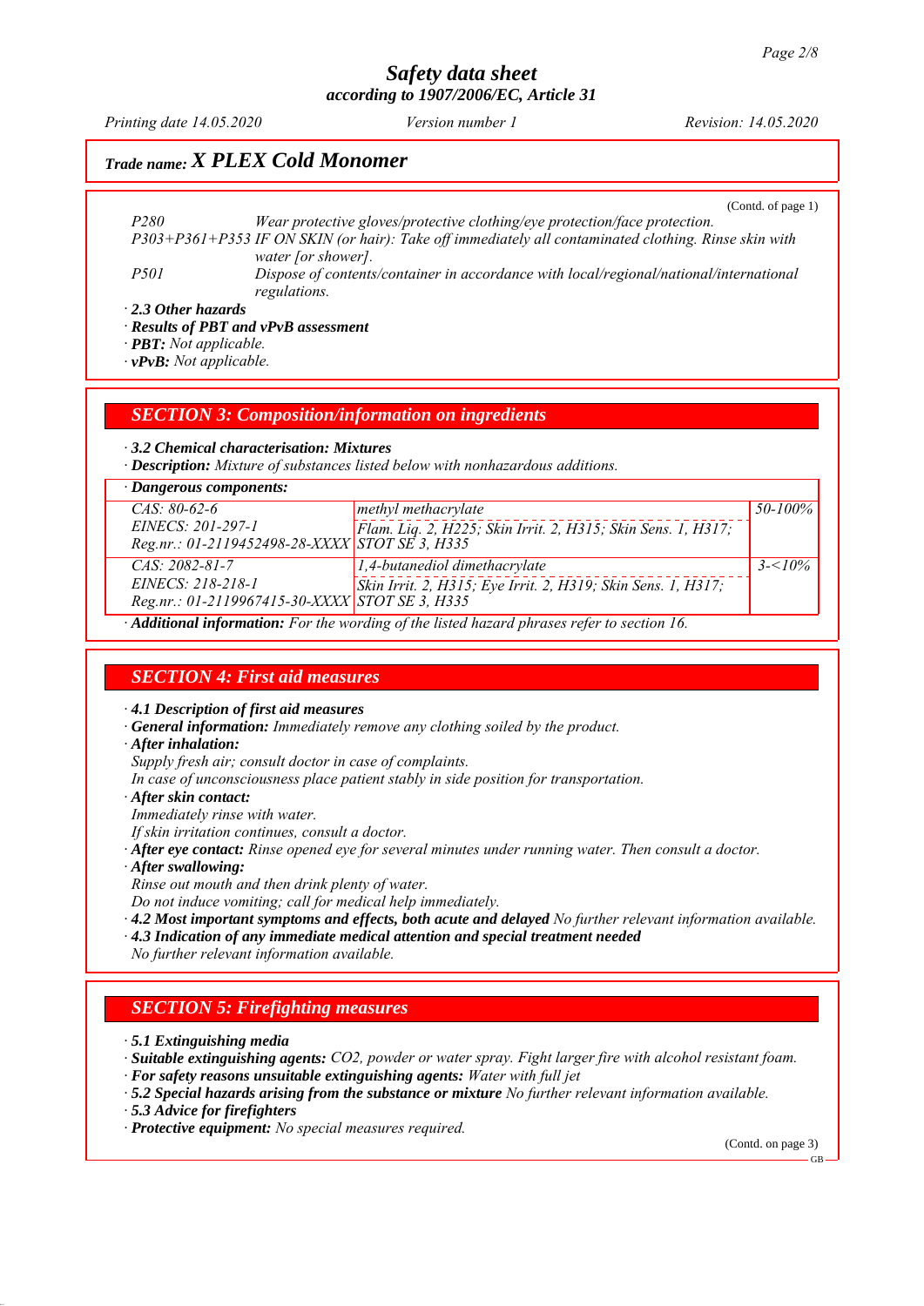## Trade name: X PLEX Cold Monomer

(Contd. of page 1)

| | |
|---|---|
| P280 | Wear protective gloves/protective clothing/eye protection/face protection. |
| P303+P361+P353 | IF ON SKIN (or hair): Take off immediately all contaminated clothing. Rinse skin with water [or shower]. |
| P501 | Dispose of contents/container in accordance with local/regional/national/international regulations. |

· **2.3 Other hazards**

· **Results of PBT and vPvB assessment**

· **PBT:** Not applicable.

· **vPvB:** Not applicable.

## SECTION 3: Composition/information on ingredients

· **3.2 Chemical characterisation: Mixtures**

· **Description:** Mixture of substances listed below with nonhazardous additions.

· **Dangerous components:**

| Identifiers | Substance / Classification | Concentration |
|---|---|---|
| CAS: 80-62-6<br>EINECS: 201-297-1<br>Reg.nr.: 01-2119452498-28-XXXX | methyl methacrylate<br>Flam. Liq. 2, H225; Skin Irrit. 2, H315; Skin Sens. 1, H317; STOT SE 3, H335 | 50-100% |
| CAS: 2082-81-7<br>EINECS: 218-218-1<br>Reg.nr.: 01-2119967415-30-XXXX | 1,4-butanediol dimethacrylate<br>Skin Irrit. 2, H315; Eye Irrit. 2, H319; Skin Sens. 1, H317; STOT SE 3, H335 | 3-<10% |

· **Additional information:** For the wording of the listed hazard phrases refer to section 16.

## SECTION 4: First aid measures

· **4.1 Description of first aid measures**

· **General information:** Immediately remove any clothing soiled by the product.

· **After inhalation:**

Supply fresh air; consult doctor in case of complaints.

In case of unconsciousness place patient stably in side position for transportation.

· **After skin contact:**

Immediately rinse with water.

If skin irritation continues, consult a doctor.

· **After eye contact:** Rinse opened eye for several minutes under running water. Then consult a doctor.

· **After swallowing:**

Rinse out mouth and then drink plenty of water.

Do not induce vomiting; call for medical help immediately.

· **4.2 Most important symptoms and effects, both acute and delayed** No further relevant information available.

· **4.3 Indication of any immediate medical attention and special treatment needed**

No further relevant information available.

## SECTION 5: Firefighting measures

· **5.1 Extinguishing media**

· **Suitable extinguishing agents:** $CO_2$, powder or water spray. Fight larger fire with alcohol resistant foam.

· **For safety reasons unsuitable extinguishing agents:** Water with full jet

· **5.2 Special hazards arising from the substance or mixture** No further relevant information available.

· **5.3 Advice for firefighters**

· **Protective equipment:** No special measures required.

(Contd. on page 3)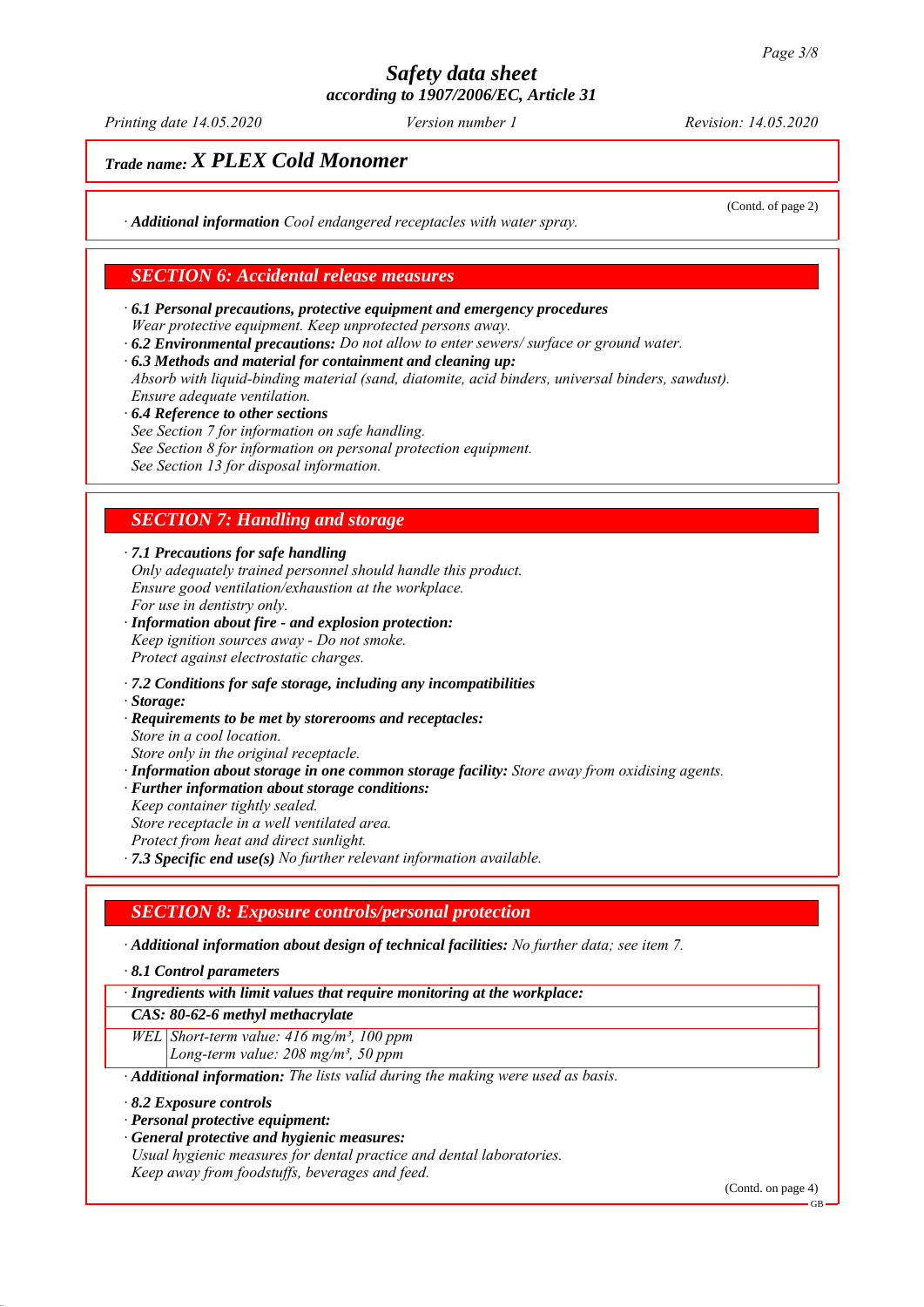*Trade name:* ***X PLEX Cold Monomer***

(Contd. of page 2)

· **Additional information** *Cool endangered receptacles with water spray.*

## SECTION 6: Accidental release measures

· **6.1 Personal precautions, protective equipment and emergency procedures**
*Wear protective equipment. Keep unprotected persons away.*

· **6.2 Environmental precautions:** *Do not allow to enter sewers/ surface or ground water.*

· **6.3 Methods and material for containment and cleaning up:**
*Absorb with liquid-binding material (sand, diatomite, acid binders, universal binders, sawdust).*
*Ensure adequate ventilation.*

· **6.4 Reference to other sections**
*See Section 7 for information on safe handling.*
*See Section 8 for information on personal protection equipment.*
*See Section 13 for disposal information.*

## SECTION 7: Handling and storage

· **7.1 Precautions for safe handling**
*Only adequately trained personnel should handle this product.*
*Ensure good ventilation/exhaustion at the workplace.*
*For use in dentistry only.*

· **Information about fire - and explosion protection:**
*Keep ignition sources away - Do not smoke.*
*Protect against electrostatic charges.*

· **7.2 Conditions for safe storage, including any incompatibilities**

· **Storage:**

· **Requirements to be met by storerooms and receptacles:**
*Store in a cool location.*
*Store only in the original receptacle.*

· **Information about storage in one common storage facility:** *Store away from oxidising agents.*

· **Further information about storage conditions:**
*Keep container tightly sealed.*
*Store receptacle in a well ventilated area.*
*Protect from heat and direct sunlight.*

· **7.3 Specific end use(s)** *No further relevant information available.*

## SECTION 8: Exposure controls/personal protection

· **Additional information about design of technical facilities:** *No further data; see item 7.*

· **8.1 Control parameters**

| · **Ingredients with limit values that require monitoring at the workplace:** | |
|---|---|
| **CAS: 80-62-6 methyl methacrylate** | |
| WEL | Short-term value: 416 mg/m³, 100 ppm<br>Long-term value: 208 mg/m³, 50 ppm |

· **Additional information:** *The lists valid during the making were used as basis.*

· **8.2 Exposure controls**

· **Personal protective equipment:**

· **General protective and hygienic measures:**
*Usual hygienic measures for dental practice and dental laboratories.*
*Keep away from foodstuffs, beverages and feed.*

(Contd. on page 4)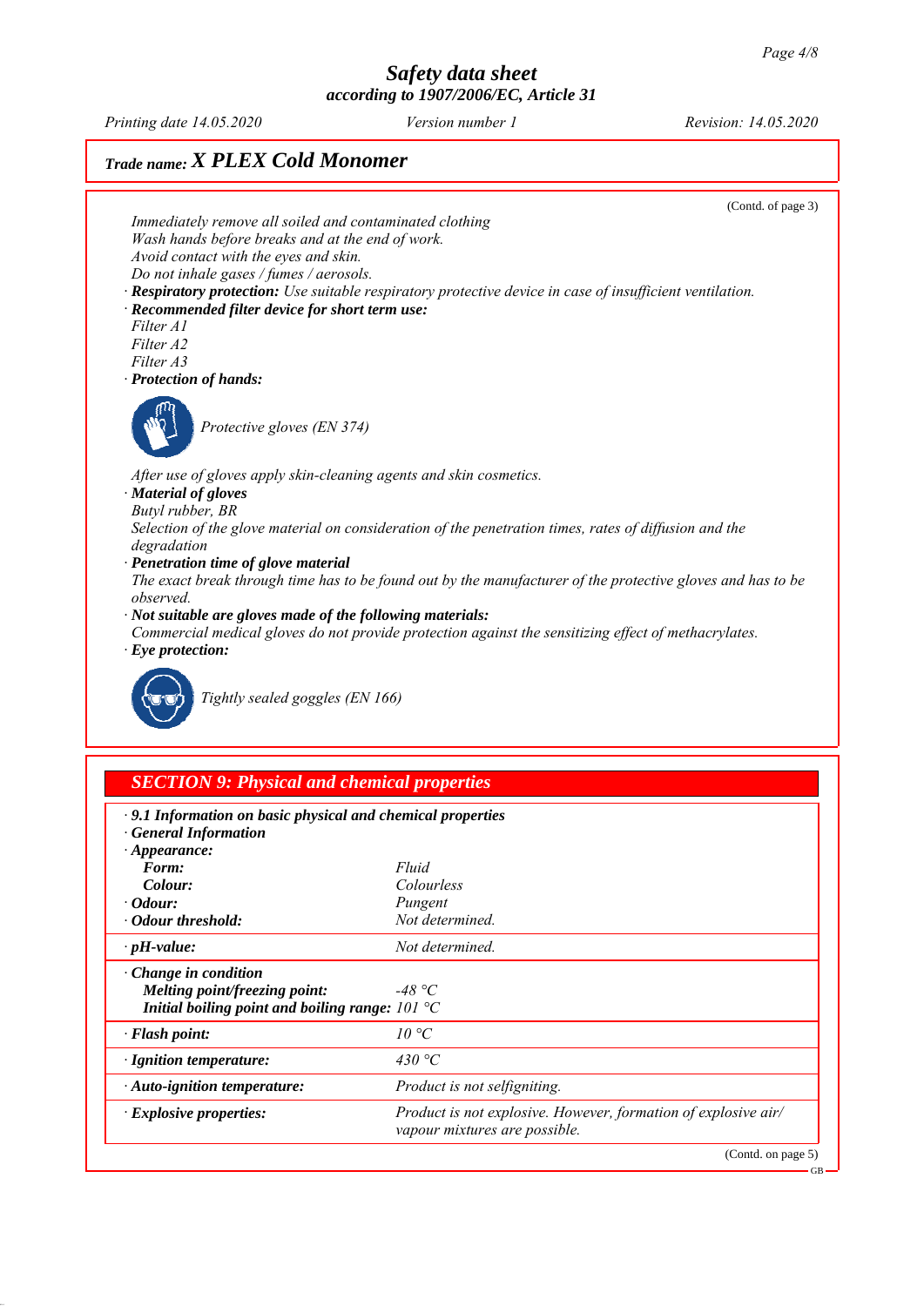## Trade name: X PLEX Cold Monomer

(Contd. of page 3)

*Immediately remove all soiled and contaminated clothing*
*Wash hands before breaks and at the end of work.*
*Avoid contact with the eyes and skin.*
*Do not inhale gases / fumes / aerosols.*

· **Respiratory protection:** *Use suitable respiratory protective device in case of insufficient ventilation.*

· **Recommended filter device for short term use:**
*Filter A1*
*Filter A2*
*Filter A3*

· **Protection of hands:**

*Protective gloves (EN 374)*

*After use of gloves apply skin-cleaning agents and skin cosmetics.*

· **Material of gloves**
*Butyl rubber, BR*
*Selection of the glove material on consideration of the penetration times, rates of diffusion and the degradation*

· **Penetration time of glove material**
*The exact break through time has to be found out by the manufacturer of the protective gloves and has to be observed.*

· **Not suitable are gloves made of the following materials:**
*Commercial medical gloves do not provide protection against the sensitizing effect of methacrylates.*

· **Eye protection:**

*Tightly sealed goggles (EN 166)*

## SECTION 9: Physical and chemical properties

| | |
|---|---|
| · **9.1 Information on basic physical and chemical properties** | |
| · **General Information** | |
| · **Appearance:** | |
| **Form:** | *Fluid* |
| **Colour:** | *Colourless* |
| · **Odour:** | *Pungent* |
| · **Odour threshold:** | *Not determined.* |
| · **pH-value:** | *Not determined.* |
| · **Change in condition** | |
| **Melting point/freezing point:** | *-48 °C* |
| **Initial boiling point and boiling range:** | *101 °C* |
| · **Flash point:** | *10 °C* |
| · **Ignition temperature:** | *430 °C* |
| · **Auto-ignition temperature:** | *Product is not selfigniting.* |
| · **Explosive properties:** | *Product is not explosive. However, formation of explosive air/vapour mixtures are possible.* |

(Contd. on page 5)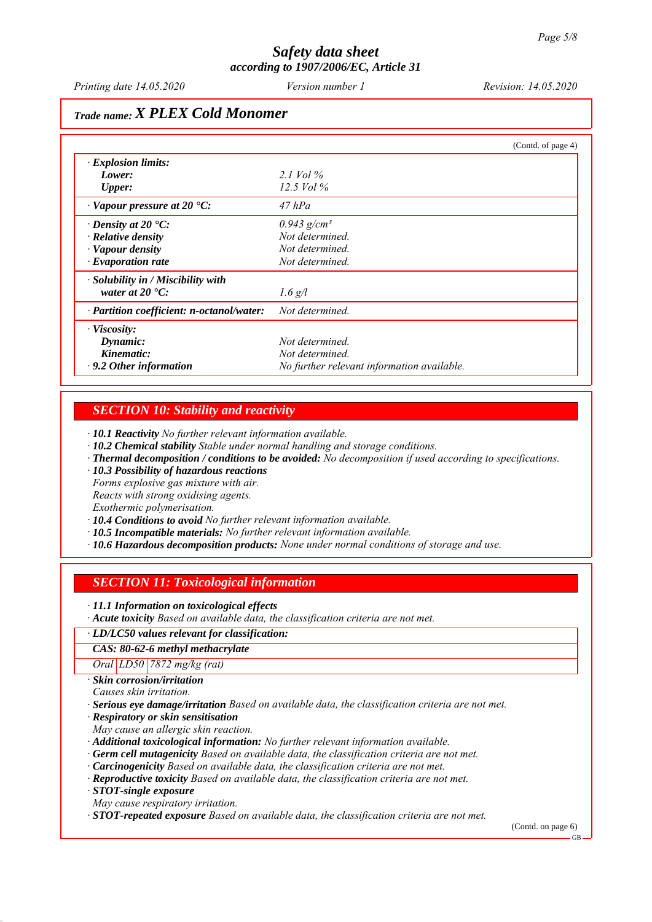# Safety data sheet
## according to 1907/2006/EC, Article 31

*Printing date 14.05.2020* *Version number 1* *Revision: 14.05.2020*

**Trade name: *X PLEX Cold Monomer***

(Contd. of page 4)

| | |
|---|---|
| · **Explosion limits:** | |
| **Lower:** | 2.1 Vol % |
| **Upper:** | 12.5 Vol % |
| · **Vapour pressure at 20 °C:** | 47 hPa |
| · **Density at 20 °C:** | 0.943 g/cm³ |
| · **Relative density** | Not determined. |
| · **Vapour density** | Not determined. |
| · **Evaporation rate** | Not determined. |
| · **Solubility in / Miscibility with water at 20 °C:** | 1.6 g/l |
| · **Partition coefficient: n-octanol/water:** | Not determined. |
| · **Viscosity:** | |
| **Dynamic:** | Not determined. |
| **Kinematic:** | Not determined. |
| · **9.2 Other information** | No further relevant information available. |

## SECTION 10: Stability and reactivity

· **10.1 Reactivity** *No further relevant information available.*
· **10.2 Chemical stability** *Stable under normal handling and storage conditions.*
· **Thermal decomposition / conditions to be avoided:** *No decomposition if used according to specifications.*
· **10.3 Possibility of hazardous reactions**
*Forms explosive gas mixture with air.*
*Reacts with strong oxidising agents.*
*Exothermic polymerisation.*
· **10.4 Conditions to avoid** *No further relevant information available.*
· **10.5 Incompatible materials:** *No further relevant information available.*
· **10.6 Hazardous decomposition products:** *None under normal conditions of storage and use.*

## SECTION 11: Toxicological information

· **11.1 Information on toxicological effects**
· **Acute toxicity** *Based on available data, the classification criteria are not met.*

| · **LD/LC50 values relevant for classification:** | | |
|---|---|---|
| **CAS: 80-62-6 methyl methacrylate** | | |
| Oral | LD50 | 7872 mg/kg (rat) |

· **Skin corrosion/irritation**
*Causes skin irritation.*
· **Serious eye damage/irritation** *Based on available data, the classification criteria are not met.*
· **Respiratory or skin sensitisation**
*May cause an allergic skin reaction.*
· **Additional toxicological information:** *No further relevant information available.*
· **Germ cell mutagenicity** *Based on available data, the classification criteria are not met.*
· **Carcinogenicity** *Based on available data, the classification criteria are not met.*
· **Reproductive toxicity** *Based on available data, the classification criteria are not met.*
· **STOT-single exposure**
*May cause respiratory irritation.*
· **STOT-repeated exposure** *Based on available data, the classification criteria are not met.*

(Contd. on page 6)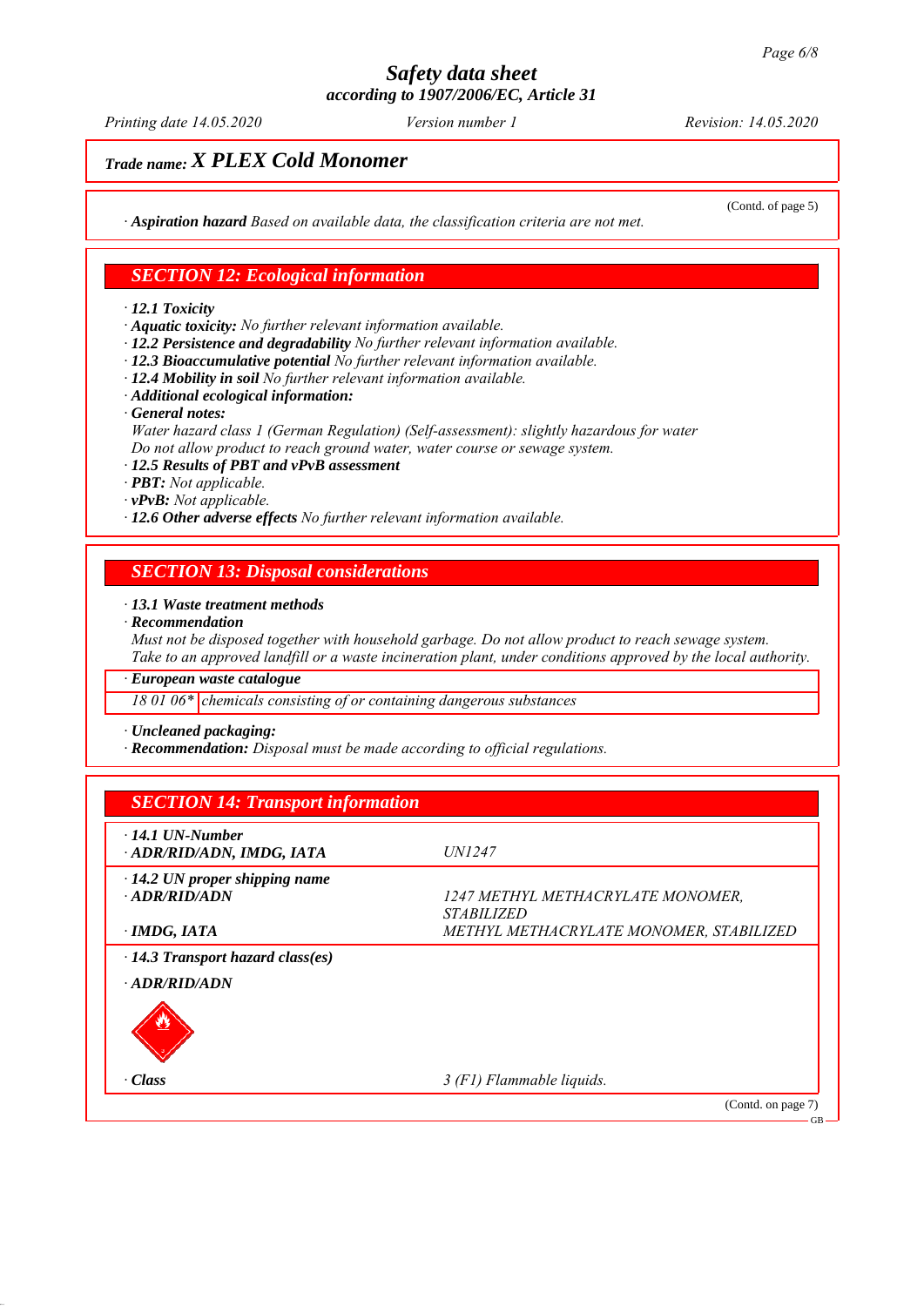(Contd. of page 5)

· **Aspiration hazard** *Based on available data, the classification criteria are not met.*

## SECTION 12: Ecological information

· **12.1 Toxicity**
· **Aquatic toxicity:** *No further relevant information available.*
· **12.2 Persistence and degradability** *No further relevant information available.*
· **12.3 Bioaccumulative potential** *No further relevant information available.*
· **12.4 Mobility in soil** *No further relevant information available.*
· **Additional ecological information:**
· **General notes:**
*Water hazard class 1 (German Regulation) (Self-assessment): slightly hazardous for water*
*Do not allow product to reach ground water, water course or sewage system.*
· **12.5 Results of PBT and vPvB assessment**
· **PBT:** *Not applicable.*
· **vPvB:** *Not applicable.*
· **12.6 Other adverse effects** *No further relevant information available.*

## SECTION 13: Disposal considerations

· **13.1 Waste treatment methods**
· **Recommendation**
*Must not be disposed together with household garbage. Do not allow product to reach sewage system.*
*Take to an approved landfill or a waste incineration plant, under conditions approved by the local authority.*

| · European waste catalogue | |
|---|---|
| 18 01 06* | chemicals consisting of or containing dangerous substances |

· **Uncleaned packaging:**
· **Recommendation:** *Disposal must be made according to official regulations.*

## SECTION 14: Transport information

| | |
|---|---|
| · **14.1 UN-Number**<br>· **ADR/RID/ADN, IMDG, IATA** | UN1247 |
| · **14.2 UN proper shipping name**<br>· **ADR/RID/ADN** | 1247 METHYL METHACRYLATE MONOMER, STABILIZED |
| · **IMDG, IATA** | METHYL METHACRYLATE MONOMER, STABILIZED |
| · **14.3 Transport hazard class(es)** | |
| · **ADR/RID/ADN** | |
| · **Class** | 3 (F1) Flammable liquids. |

(Contd. on page 7)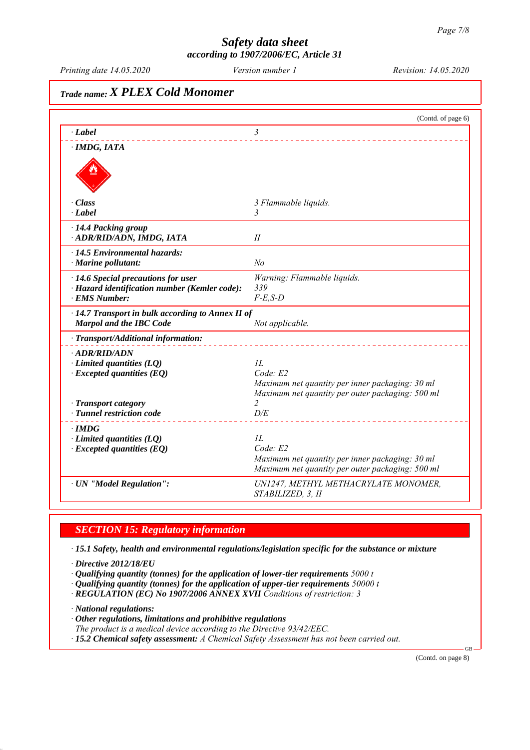# Safety data sheet
### according to 1907/2006/EC, Article 31

*Printing date 14.05.2020* *Version number 1* *Revision: 14.05.2020*

## Trade name: X PLEX Cold Monomer

(Contd. of page 6)

| | |
|---|---|
| · **Label** | 3 |
| · **IMDG, IATA** | |
| · **Class** | 3 Flammable liquids. |
| · **Label** | 3 |
| · **14.4 Packing group** · **ADR/RID/ADN, IMDG, IATA** | II |
| · **14.5 Environmental hazards:** · **Marine pollutant:** | No |
| · **14.6 Special precautions for user** | Warning: Flammable liquids. |
| · **Hazard identification number (Kemler code):** | 339 |
| · **EMS Number:** | F-E,S-D |
| · **14.7 Transport in bulk according to Annex II of Marpol and the IBC Code** | Not applicable. |
| · **Transport/Additional information:** | |
| · **ADR/RID/ADN** | |
| · **Limited quantities (LQ)** | 1L |
| · **Excepted quantities (EQ)** | Code: E2<br>Maximum net quantity per inner packaging: 30 ml<br>Maximum net quantity per outer packaging: 500 ml |
| · **Transport category** | 2 |
| · **Tunnel restriction code** | D/E |
| · **IMDG** | |
| · **Limited quantities (LQ)** | 1L |
| · **Excepted quantities (EQ)** | Code: E2<br>Maximum net quantity per inner packaging: 30 ml<br>Maximum net quantity per outer packaging: 500 ml |
| · **UN "Model Regulation":** | UN1247, METHYL METHACRYLATE MONOMER, STABILIZED, 3, II |

## SECTION 15: Regulatory information

· **15.1 Safety, health and environmental regulations/legislation specific for the substance or mixture**

· **Directive 2012/18/EU**
· **Qualifying quantity (tonnes) for the application of lower-tier requirements** 5000 t
· **Qualifying quantity (tonnes) for the application of upper-tier requirements** 50000 t
· **REGULATION (EC) No 1907/2006 ANNEX XVII** Conditions of restriction: 3

· **National regulations:**
· **Other regulations, limitations and prohibitive regulations**
The product is a medical device according to the Directive 93/42/EEC.
· **15.2 Chemical safety assessment:** A Chemical Safety Assessment has not been carried out.

(Contd. on page 8)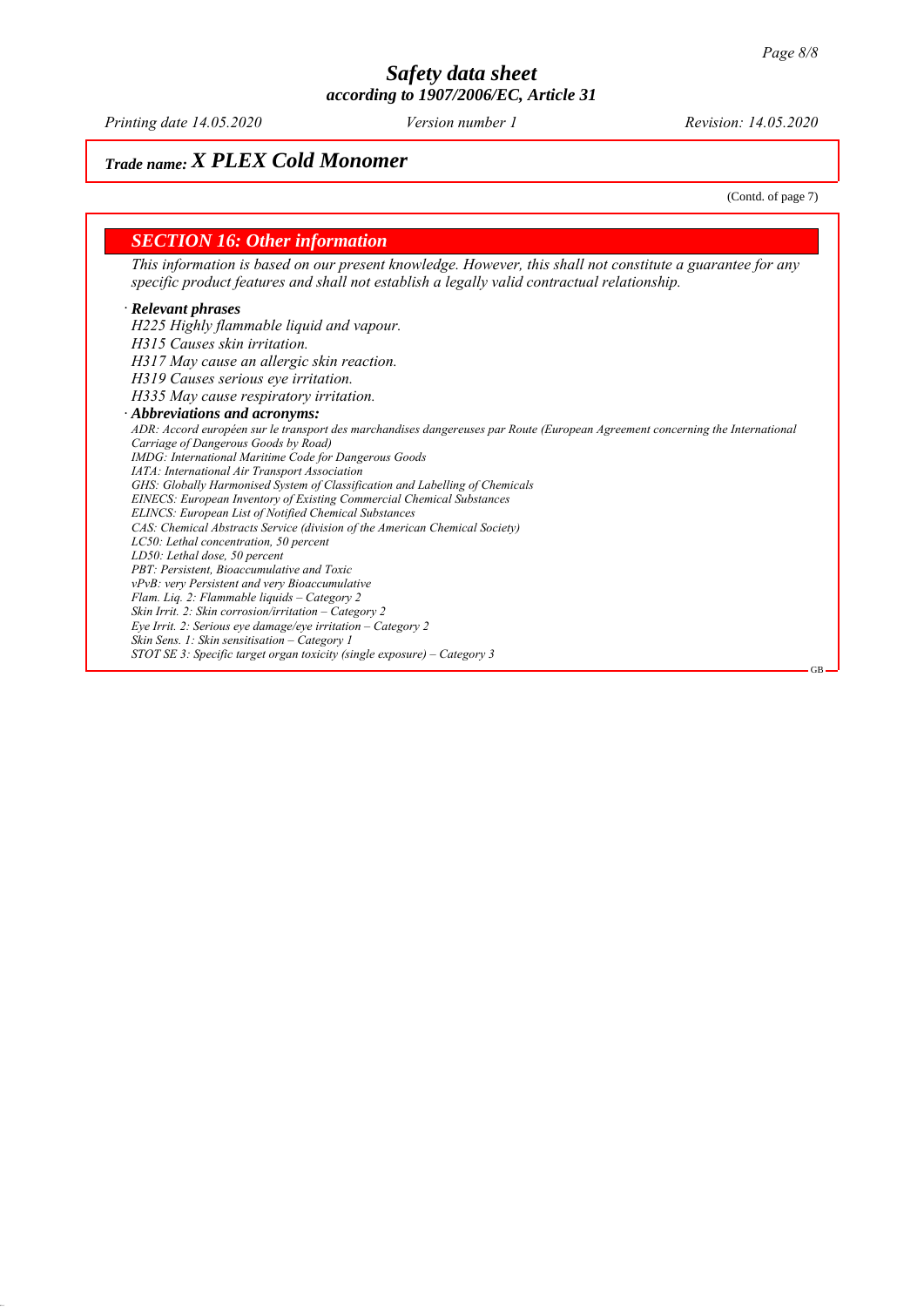## Trade name: *X PLEX Cold Monomer*

(Contd. of page 7)

### SECTION 16: Other information

*This information is based on our present knowledge. However, this shall not constitute a guarantee for any specific product features and shall not establish a legally valid contractual relationship.*

· **Relevant phrases**

*H225 Highly flammable liquid and vapour.*
*H315 Causes skin irritation.*
*H317 May cause an allergic skin reaction.*
*H319 Causes serious eye irritation.*
*H335 May cause respiratory irritation.*

· **Abbreviations and acronyms:**

*ADR: Accord européen sur le transport des marchandises dangereuses par Route (European Agreement concerning the International Carriage of Dangerous Goods by Road)*
*IMDG: International Maritime Code for Dangerous Goods*
*IATA: International Air Transport Association*
*GHS: Globally Harmonised System of Classification and Labelling of Chemicals*
*EINECS: European Inventory of Existing Commercial Chemical Substances*
*ELINCS: European List of Notified Chemical Substances*
*CAS: Chemical Abstracts Service (division of the American Chemical Society)*
*LC50: Lethal concentration, 50 percent*
*LD50: Lethal dose, 50 percent*
*PBT: Persistent, Bioaccumulative and Toxic*
*vPvB: very Persistent and very Bioaccumulative*
*Flam. Liq. 2: Flammable liquids – Category 2*
*Skin Irrit. 2: Skin corrosion/irritation – Category 2*
*Eye Irrit. 2: Serious eye damage/eye irritation – Category 2*
*Skin Sens. 1: Skin sensitisation – Category 1*
*STOT SE 3: Specific target organ toxicity (single exposure) – Category 3*